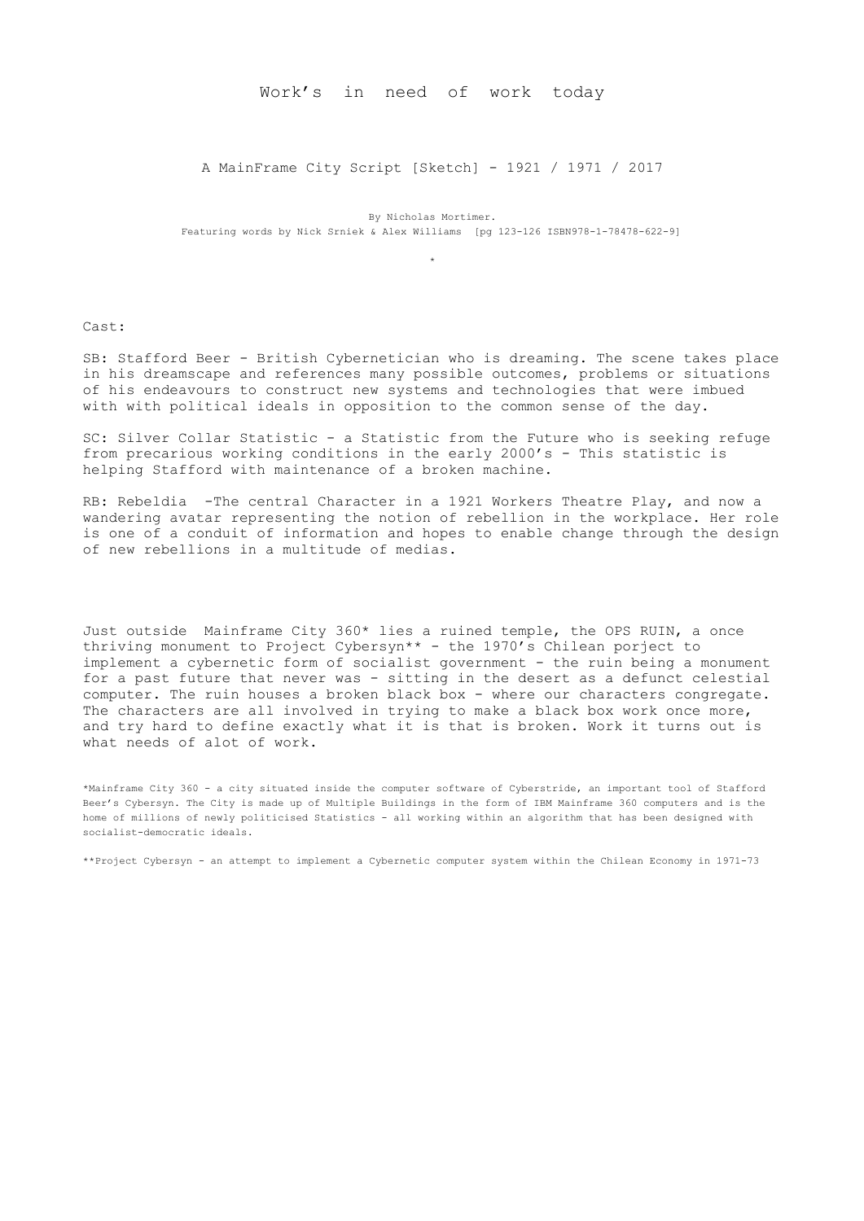# Work's in need of work today

A MainFrame City Script [Sketch] - 1921 / 1971 / 2017

By Nicholas Mortimer.
Featuring words by Nick Srniek & Alex Williams [pg 123-126 ISBN978-1-78478-622-9]

*

Cast:

SB: Stafford Beer - British Cybernetician who is dreaming. The scene takes place in his dreamscape and references many possible outcomes, problems or situations of his endeavours to construct new systems and technologies that were imbued with with political ideals in opposition to the common sense of the day.

SC: Silver Collar Statistic - a Statistic from the Future who is seeking refuge from precarious working conditions in the early 2000's - This statistic is helping Stafford with maintenance of a broken machine.

RB: Rebeldia -The central Character in a 1921 Workers Theatre Play, and now a wandering avatar representing the notion of rebellion in the workplace. Her role is one of a conduit of information and hopes to enable change through the design of new rebellions in a multitude of medias.

Just outside Mainframe City 360* lies a ruined temple, the OPS RUIN, a once thriving monument to Project Cybersyn** - the 1970's Chilean porject to implement a cybernetic form of socialist government - the ruin being a monument for a past future that never was - sitting in the desert as a defunct celestial computer. The ruin houses a broken black box - where our characters congregate. The characters are all involved in trying to make a black box work once more, and try hard to define exactly what it is that is broken. Work it turns out is what needs of alot of work.

*Mainframe City 360 - a city situated inside the computer software of Cyberstride, an important tool of Stafford Beer's Cybersyn. The City is made up of Multiple Buildings in the form of IBM Mainframe 360 computers and is the home of millions of newly politicised Statistics - all working within an algorithm that has been designed with socialist-democratic ideals.

**Project Cybersyn - an attempt to implement a Cybernetic computer system within the Chilean Economy in 1971-73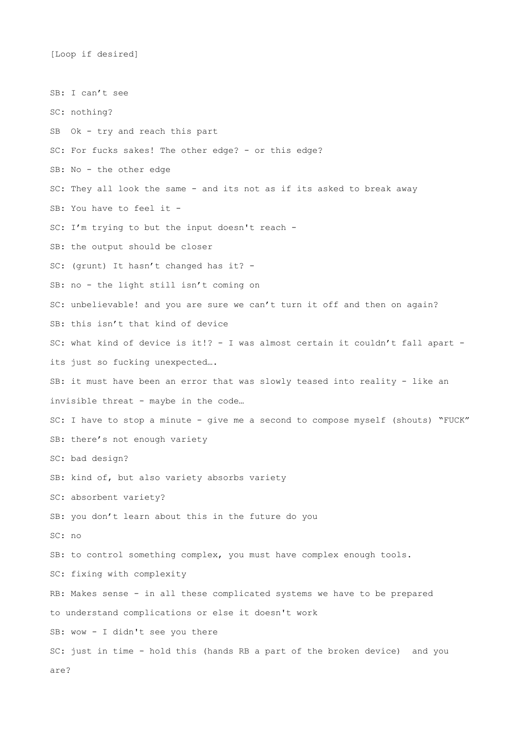[Loop if desired]

SB: I can't see

SC: nothing?

SB  Ok - try and reach this part

SC: For fucks sakes! The other edge? - or this edge?

SB: No - the other edge

SC: They all look the same - and its not as if its asked to break away

SB: You have to feel it -

SC: I'm trying to but the input doesn't reach -

SB: the output should be closer

SC: (grunt) It hasn't changed has it? -

SB: no - the light still isn't coming on

SC: unbelievable! and you are sure we can't turn it off and then on again?

SB: this isn't that kind of device

SC: what kind of device is it!? - I was almost certain it couldn't fall apart - its just so fucking unexpected….

SB: it must have been an error that was slowly teased into reality - like an invisible threat - maybe in the code…

SC: I have to stop a minute - give me a second to compose myself (shouts) "FUCK"

SB: there's not enough variety

SC: bad design?

SB: kind of, but also variety absorbs variety

SC: absorbent variety?

SB: you don't learn about this in the future do you

SC: no

SB: to control something complex, you must have complex enough tools.

SC: fixing with complexity

RB: Makes sense - in all these complicated systems we have to be prepared to understand complications or else it doesn't work

SB: wow - I didn't see you there

SC: just in time - hold this (hands RB a part of the broken device)  and you are?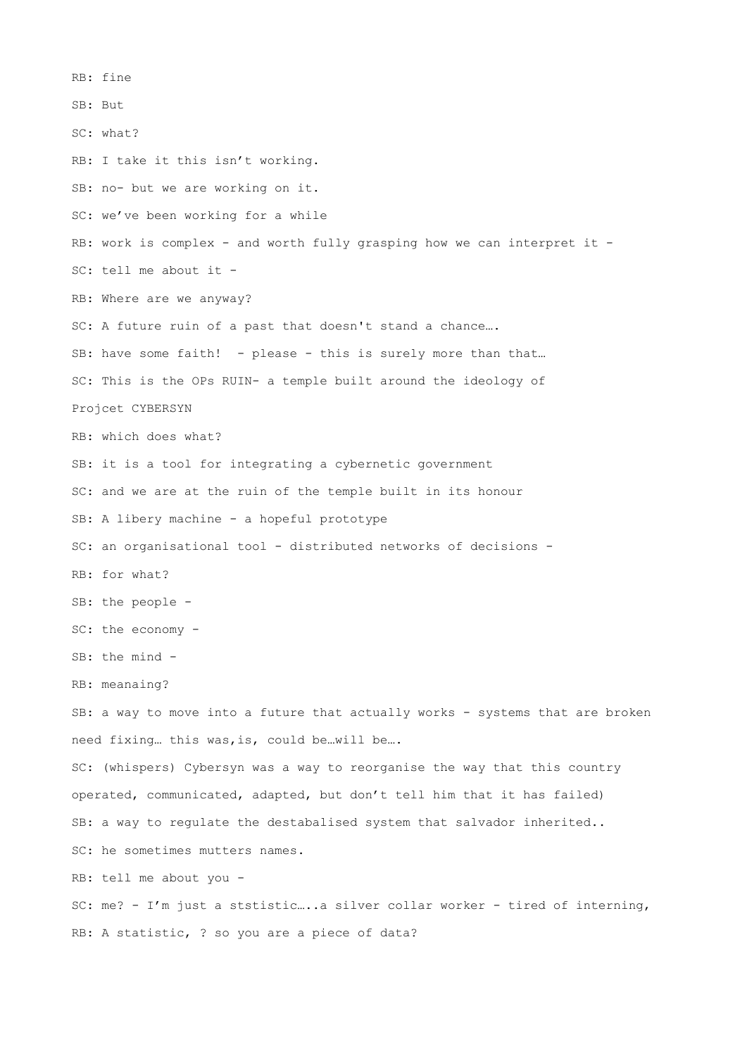RB: fine

SB: But

SC: what?

RB: I take it this isn't working.

SB: no- but we are working on it.

SC: we've been working for a while

RB: work is complex - and worth fully grasping how we can interpret it -

SC: tell me about it -

RB: Where are we anyway?

SC: A future ruin of a past that doesn't stand a chance….

SB: have some faith!  - please - this is surely more than that…

SC: This is the OPs RUIN- a temple built around the ideology of Projcet CYBERSYN

RB: which does what?

SB: it is a tool for integrating a cybernetic government

SC: and we are at the ruin of the temple built in its honour

SB: A libery machine - a hopeful prototype

SC: an organisational tool - distributed networks of decisions -

RB: for what?

SB: the people -

SC: the economy -

SB: the mind -

RB: meanaing?

SB: a way to move into a future that actually works - systems that are broken need fixing… this was,is, could be…will be….

SC: (whispers) Cybersyn was a way to reorganise the way that this country operated, communicated, adapted, but don't tell him that it has failed)

SB: a way to regulate the destabalised system that salvador inherited..

SC: he sometimes mutters names.

RB: tell me about you -

SC: me? - I'm just a ststistic…..a silver collar worker - tired of interning,

RB: A statistic, ? so you are a piece of data?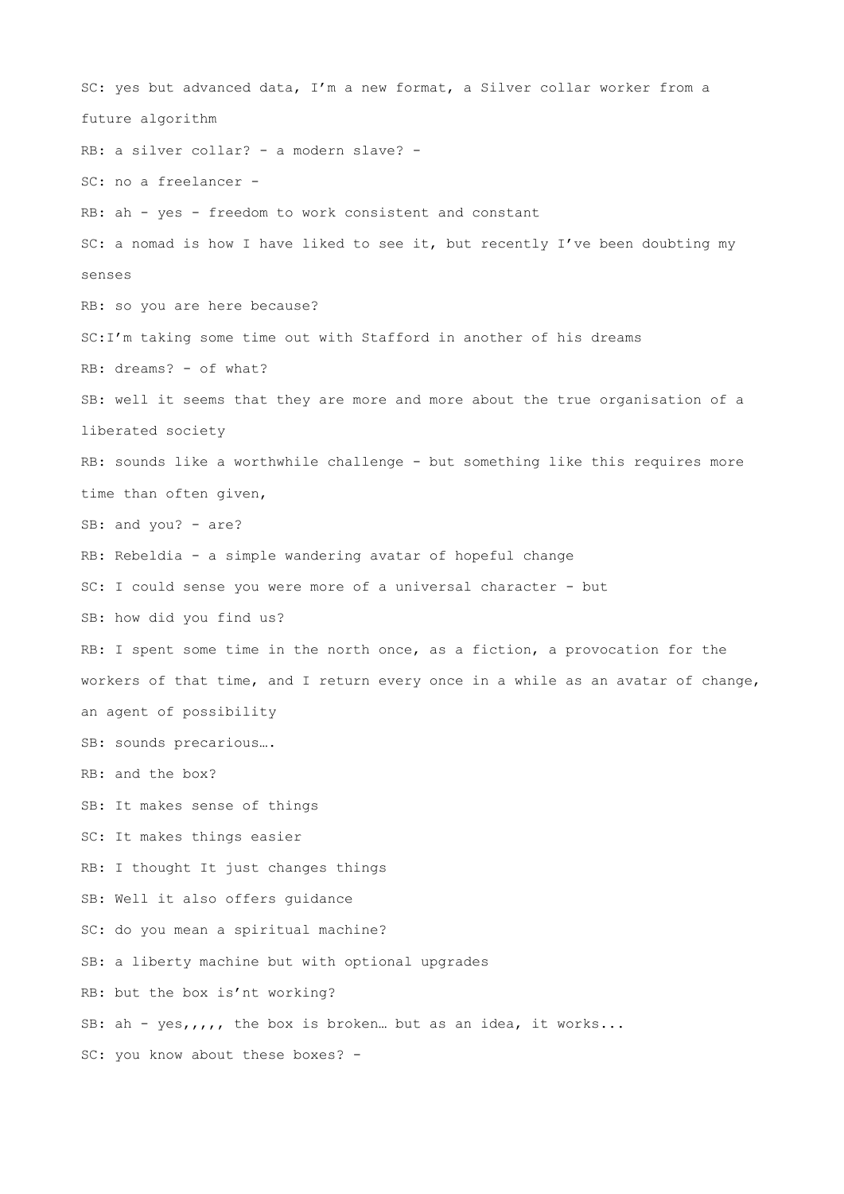SC: yes but advanced data, I'm a new format, a Silver collar worker from a future algorithm

RB: a silver collar? - a modern slave? -

SC: no a freelancer -

RB: ah - yes - freedom to work consistent and constant

SC: a nomad is how I have liked to see it, but recently I've been doubting my senses

RB: so you are here because?

SC:I'm taking some time out with Stafford in another of his dreams

RB: dreams? - of what?

SB: well it seems that they are more and more about the true organisation of a liberated society

RB: sounds like a worthwhile challenge - but something like this requires more time than often given,

SB: and you? - are?

RB: Rebeldia - a simple wandering avatar of hopeful change

SC: I could sense you were more of a universal character - but

SB: how did you find us?

RB: I spent some time in the north once, as a fiction, a provocation for the workers of that time, and I return every once in a while as an avatar of change, an agent of possibility

SB: sounds precarious….

RB: and the box?

SB: It makes sense of things

SC: It makes things easier

RB: I thought It just changes things

SB: Well it also offers guidance

SC: do you mean a spiritual machine?

SB: a liberty machine but with optional upgrades

RB: but the box is'nt working?

SB: ah - yes,,,,, the box is broken… but as an idea, it works...

SC: you know about these boxes? -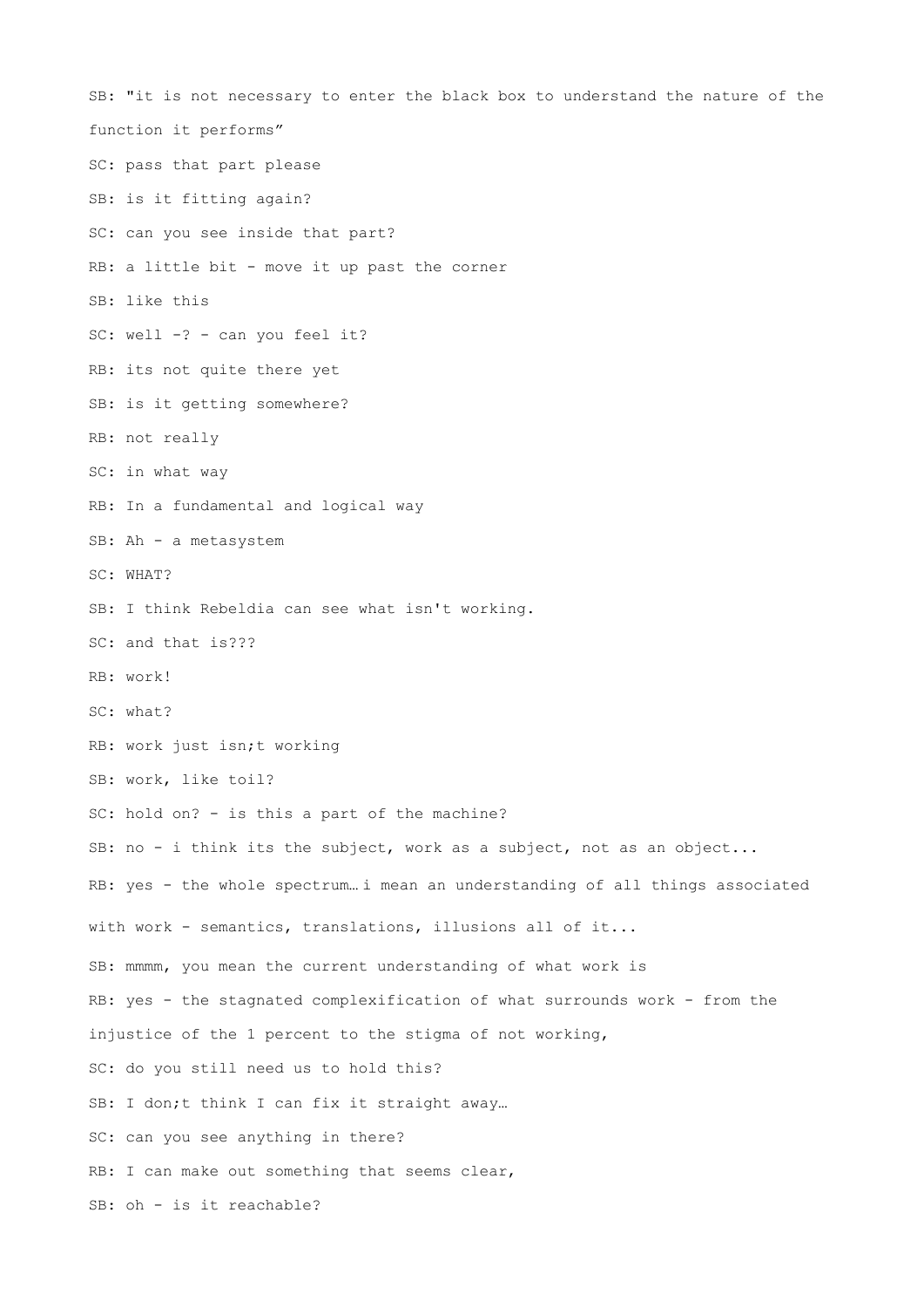SB: "it is not necessary to enter the black box to understand the nature of the function it performs"

SC: pass that part please

SB: is it fitting again?

SC: can you see inside that part?

RB: a little bit - move it up past the corner

SB: like this

SC: well -? - can you feel it?

RB: its not quite there yet

SB: is it getting somewhere?

RB: not really

SC: in what way

RB: In a fundamental and logical way

SB: Ah - a metasystem

SC: WHAT?

SB: I think Rebeldia can see what isn't working.

SC: and that is???

RB: work!

SC: what?

RB: work just isn;t working

SB: work, like toil?

SC: hold on? - is this a part of the machine?

SB: no - i think its the subject, work as a subject, not as an object...

RB: yes - the whole spectrum… i mean an understanding of all things associated with work - semantics, translations, illusions all of it...

SB: mmmm, you mean the current understanding of what work is

RB: yes - the stagnated complexification of what surrounds work - from the injustice of the 1 percent to the stigma of not working,

SC: do you still need us to hold this?

SB: I don;t think I can fix it straight away…

SC: can you see anything in there?

RB: I can make out something that seems clear,

SB: oh - is it reachable?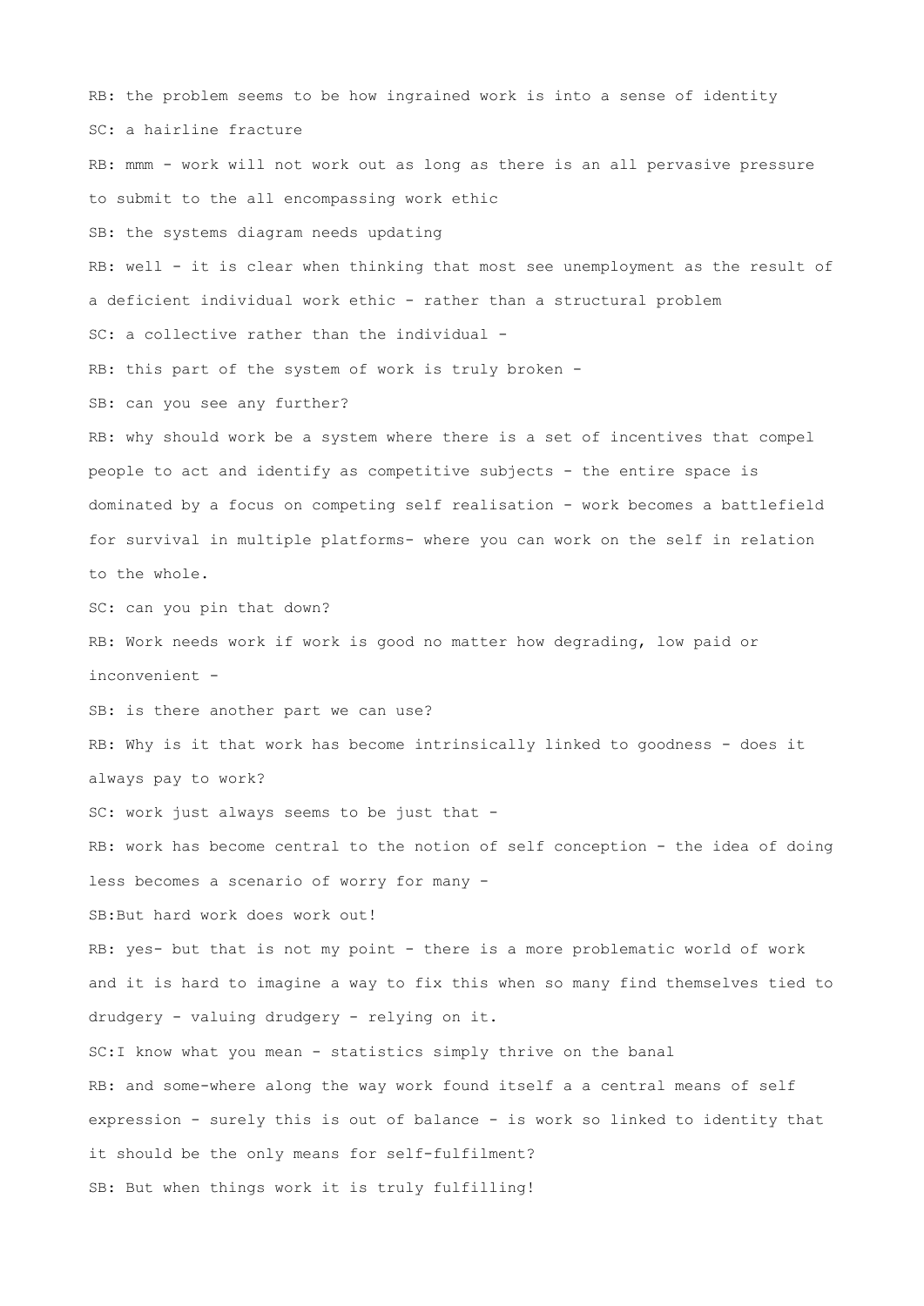RB: the problem seems to be how ingrained work is into a sense of identity

SC: a hairline fracture

RB: mmm - work will not work out as long as there is an all pervasive pressure to submit to the all encompassing work ethic

SB: the systems diagram needs updating

RB: well - it is clear when thinking that most see unemployment as the result of a deficient individual work ethic - rather than a structural problem

SC: a collective rather than the individual -

RB: this part of the system of work is truly broken -

SB: can you see any further?

RB: why should work be a system where there is a set of incentives that compel people to act and identify as competitive subjects - the entire space is dominated by a focus on competing self realisation - work becomes a battlefield for survival in multiple platforms- where you can work on the self in relation to the whole.

SC: can you pin that down?

RB: Work needs work if work is good no matter how degrading, low paid or inconvenient -

SB: is there another part we can use?

RB: Why is it that work has become intrinsically linked to goodness - does it always pay to work?

SC: work just always seems to be just that -

RB: work has become central to the notion of self conception - the idea of doing less becomes a scenario of worry for many -

SB:But hard work does work out!

RB: yes- but that is not my point - there is a more problematic world of work and it is hard to imagine a way to fix this when so many find themselves tied to drudgery - valuing drudgery - relying on it.

SC:I know what you mean - statistics simply thrive on the banal

RB: and some-where along the way work found itself a a central means of self expression - surely this is out of balance - is work so linked to identity that it should be the only means for self-fulfilment?

SB: But when things work it is truly fulfilling!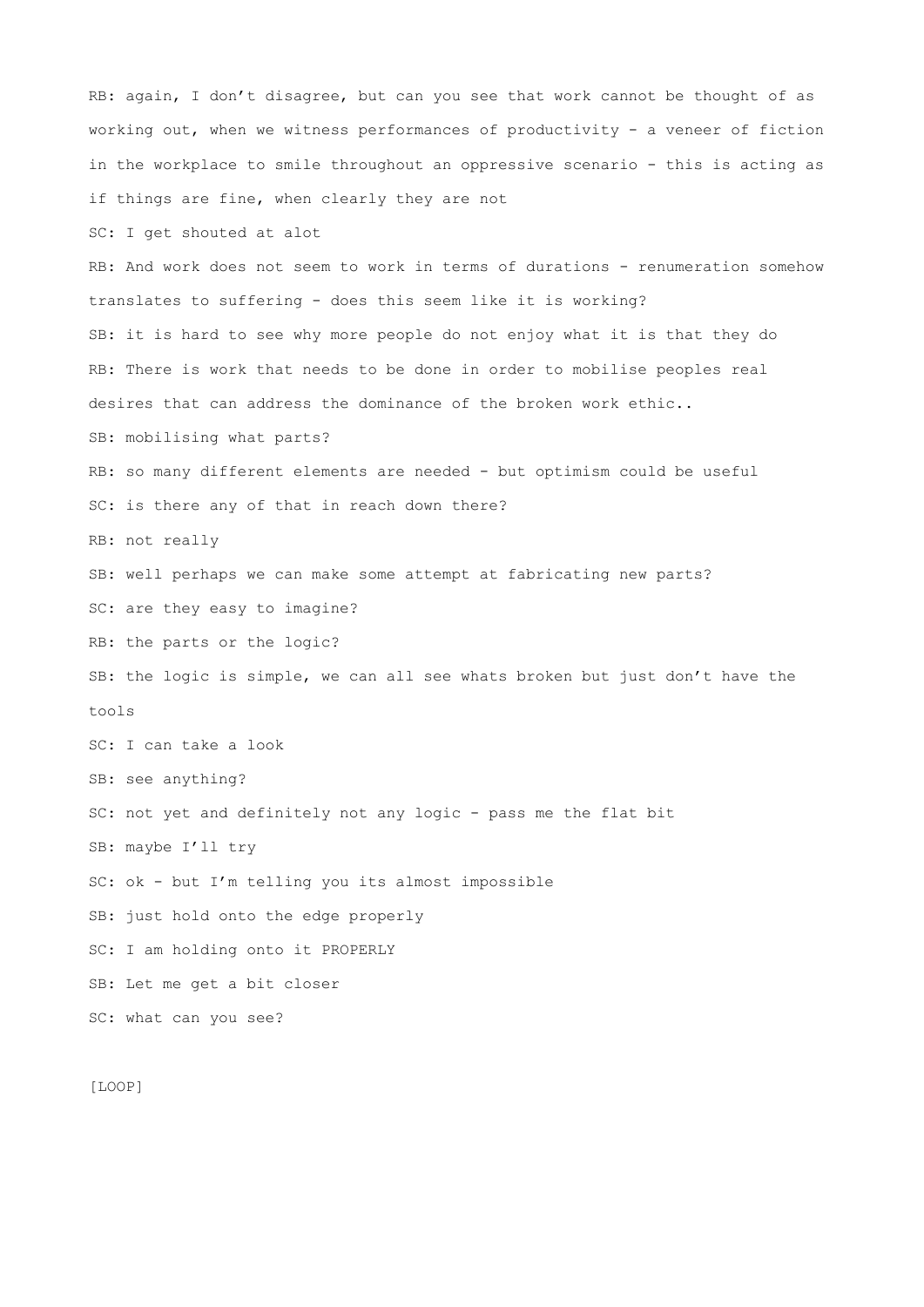RB: again, I don't disagree, but can you see that work cannot be thought of as working out, when we witness performances of productivity - a veneer of fiction in the workplace to smile throughout an oppressive scenario - this is acting as if things are fine, when clearly they are not

SC: I get shouted at alot

RB: And work does not seem to work in terms of durations - renumeration somehow translates to suffering - does this seem like it is working?

SB: it is hard to see why more people do not enjoy what it is that they do

RB: There is work that needs to be done in order to mobilise peoples real desires that can address the dominance of the broken work ethic..

SB: mobilising what parts?

RB: so many different elements are needed - but optimism could be useful

SC: is there any of that in reach down there?

RB: not really

SB: well perhaps we can make some attempt at fabricating new parts?

SC: are they easy to imagine?

RB: the parts or the logic?

SB: the logic is simple, we can all see whats broken but just don't have the tools

SC: I can take a look

SB: see anything?

SC: not yet and definitely not any logic - pass me the flat bit

SB: maybe I'll try

SC: ok - but I'm telling you its almost impossible

SB: just hold onto the edge properly

SC: I am holding onto it PROPERLY

SB: Let me get a bit closer

SC: what can you see?

[LOOP]